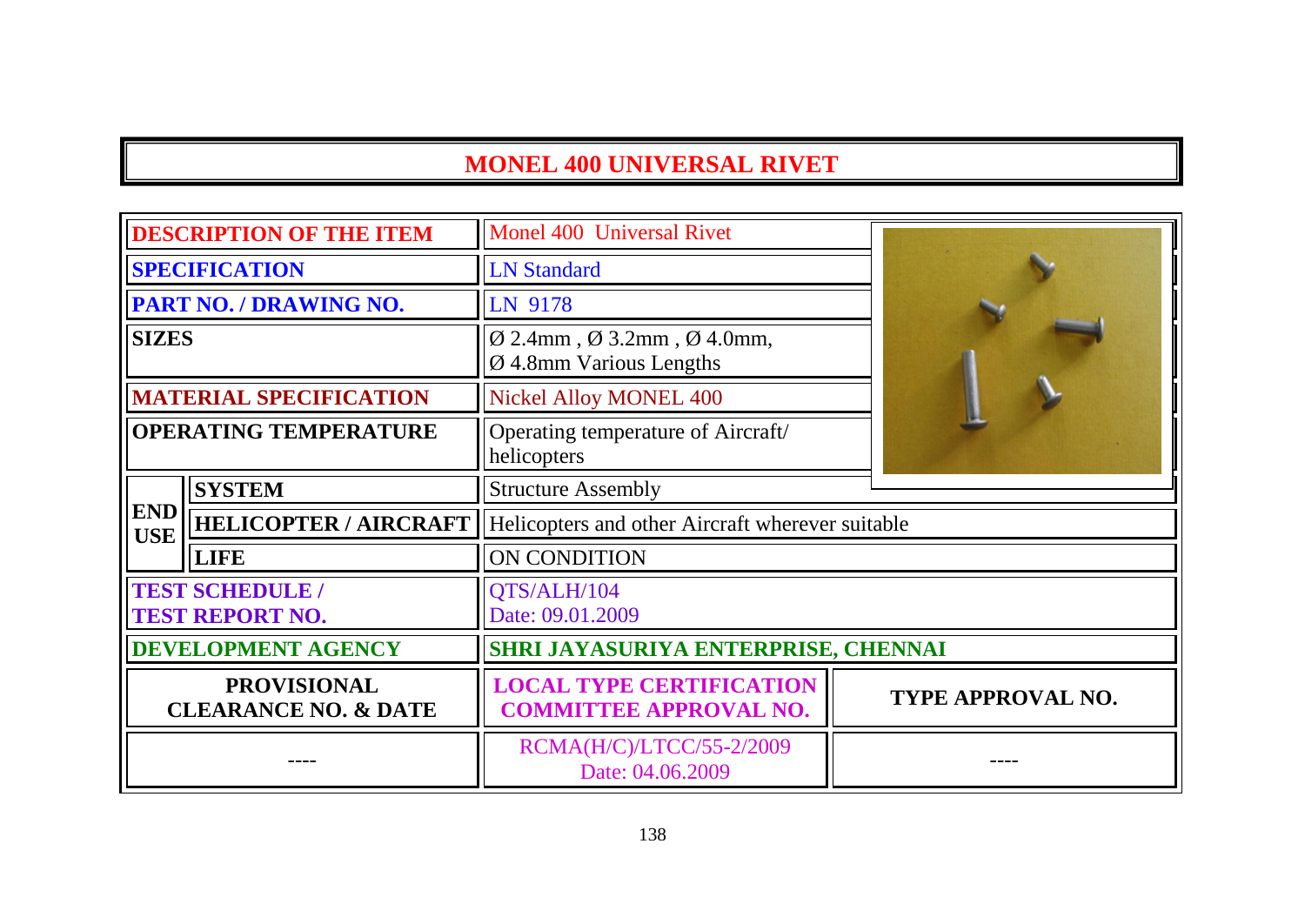# MONEL 400 UNIVERSAL RIVET

| | | |
|---|---|---|
| **DESCRIPTION OF THE ITEM** | | Monel 400 Universal Rivet |
| **SPECIFICATION** | | LN Standard |
| **PART NO. / DRAWING NO.** | | LN 9178 |
| **SIZES** | | Ø 2.4mm , Ø 3.2mm , Ø 4.0mm, Ø 4.8mm Various Lengths |
| **MATERIAL SPECIFICATION** | | Nickel Alloy MONEL 400 |
| **OPERATING TEMPERATURE** | | Operating temperature of Aircraft/ helicopters |
| **END USE** | **SYSTEM** | Structure Assembly |
| | **HELICOPTER / AIRCRAFT** | Helicopters and other Aircraft wherever suitable |
| | **LIFE** | ON CONDITION |
| **TEST SCHEDULE / TEST REPORT NO.** | | QTS/ALH/104 Date: 09.01.2009 |
| **DEVELOPMENT AGENCY** | | **SHRI JAYASURIYA ENTERPRISE, CHENNAI** |

| PROVISIONAL CLEARANCE NO. & DATE | LOCAL TYPE CERTIFICATION COMMITTEE APPROVAL NO. | TYPE APPROVAL NO. |
|---|---|---|
| ---- | RCMA(H/C)/LTCC/55-2/2009 Date: 04.06.2009 | ---- |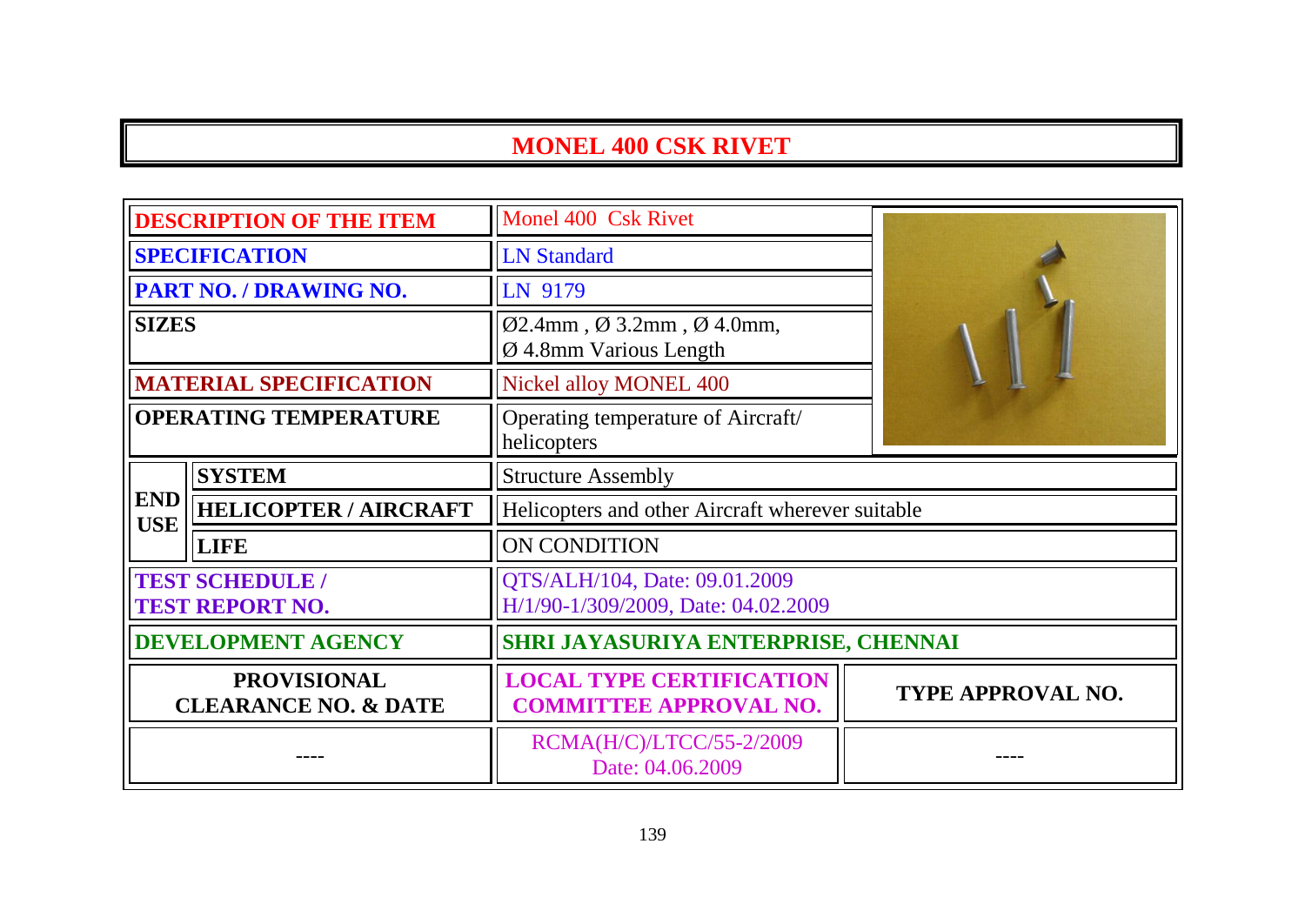# MONEL 400 CSK RIVET

| | | |
|---|---|---|
| **DESCRIPTION OF THE ITEM** | | Monel 400 Csk Rivet |
| **SPECIFICATION** | | LN Standard |
| **PART NO. / DRAWING NO.** | | LN 9179 |
| **SIZES** | | Ø2.4mm , Ø 3.2mm , Ø 4.0mm, Ø 4.8mm Various Length |
| **MATERIAL SPECIFICATION** | | Nickel alloy MONEL 400 |
| **OPERATING TEMPERATURE** | | Operating temperature of Aircraft/ helicopters |
| **END USE** | **SYSTEM** | Structure Assembly |
| | **HELICOPTER / AIRCRAFT** | Helicopters and other Aircraft wherever suitable |
| | **LIFE** | ON CONDITION |
| **TEST SCHEDULE / TEST REPORT NO.** | | QTS/ALH/104, Date: 09.01.2009<br>H/1/90-1/309/2009, Date: 04.02.2009 |
| **DEVELOPMENT AGENCY** | | **SHRI JAYASURIYA ENTERPRISE, CHENNAI** |

| **PROVISIONAL CLEARANCE NO. & DATE** | **LOCAL TYPE CERTIFICATION COMMITTEE APPROVAL NO.** | **TYPE APPROVAL NO.** |
|---|---|---|
| ---- | RCMA(H/C)/LTCC/55-2/2009<br>Date: 04.06.2009 | ---- |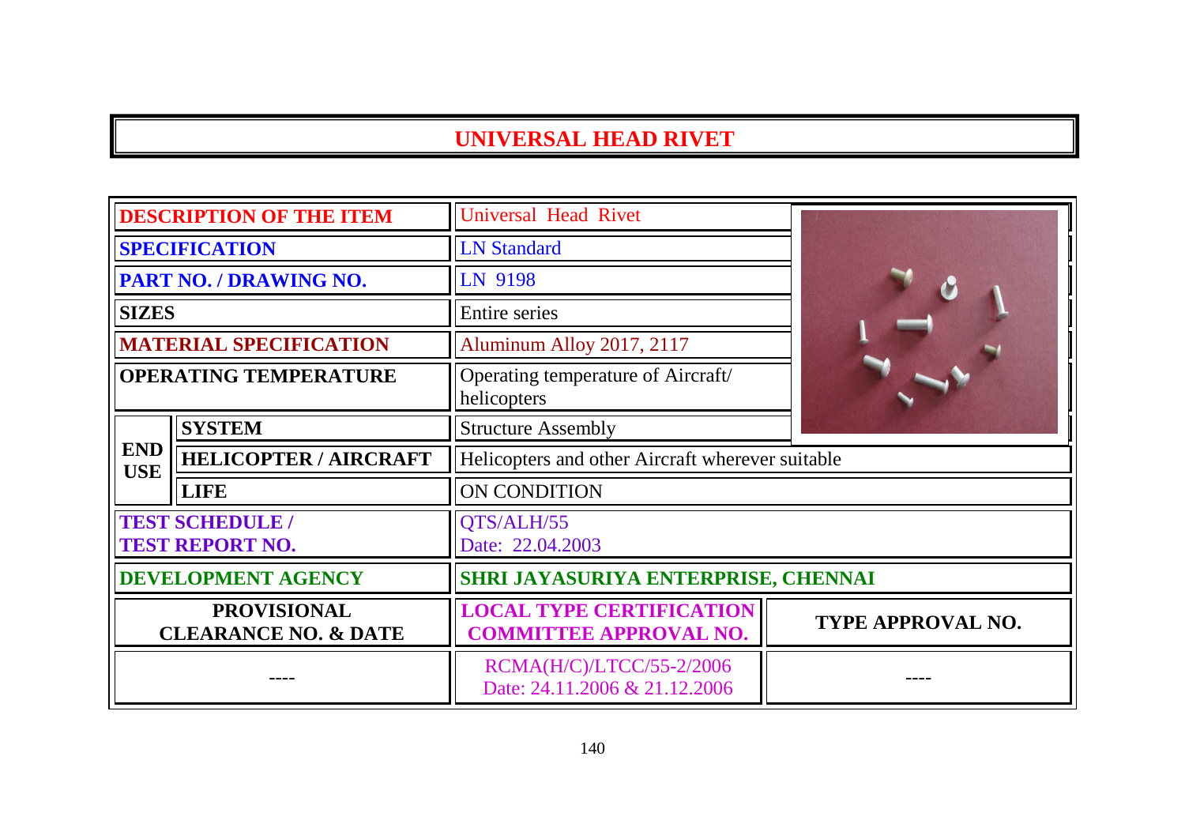# UNIVERSAL HEAD RIVET

| | | |
|---|---|---|
| **DESCRIPTION OF THE ITEM** | | Universal Head Rivet |
| **SPECIFICATION** | | LN Standard |
| **PART NO. / DRAWING NO.** | | LN 9198 |
| **SIZES** | | Entire series |
| **MATERIAL SPECIFICATION** | | Aluminum Alloy 2017, 2117 |
| **OPERATING TEMPERATURE** | | Operating temperature of Aircraft/ helicopters |
| **END USE** | **SYSTEM** | Structure Assembly |
| | **HELICOPTER / AIRCRAFT** | Helicopters and other Aircraft wherever suitable |
| | **LIFE** | ON CONDITION |
| **TEST SCHEDULE / TEST REPORT NO.** | | QTS/ALH/55<br>Date: 22.04.2003 |
| **DEVELOPMENT AGENCY** | | **SHRI JAYASURIYA ENTERPRISE, CHENNAI** |

| PROVISIONAL CLEARANCE NO. & DATE | LOCAL TYPE CERTIFICATION COMMITTEE APPROVAL NO. | TYPE APPROVAL NO. |
|---|---|---|
| ---- | RCMA(H/C)/LTCC/55-2/2006<br>Date: 24.11.2006 & 21.12.2006 | ---- |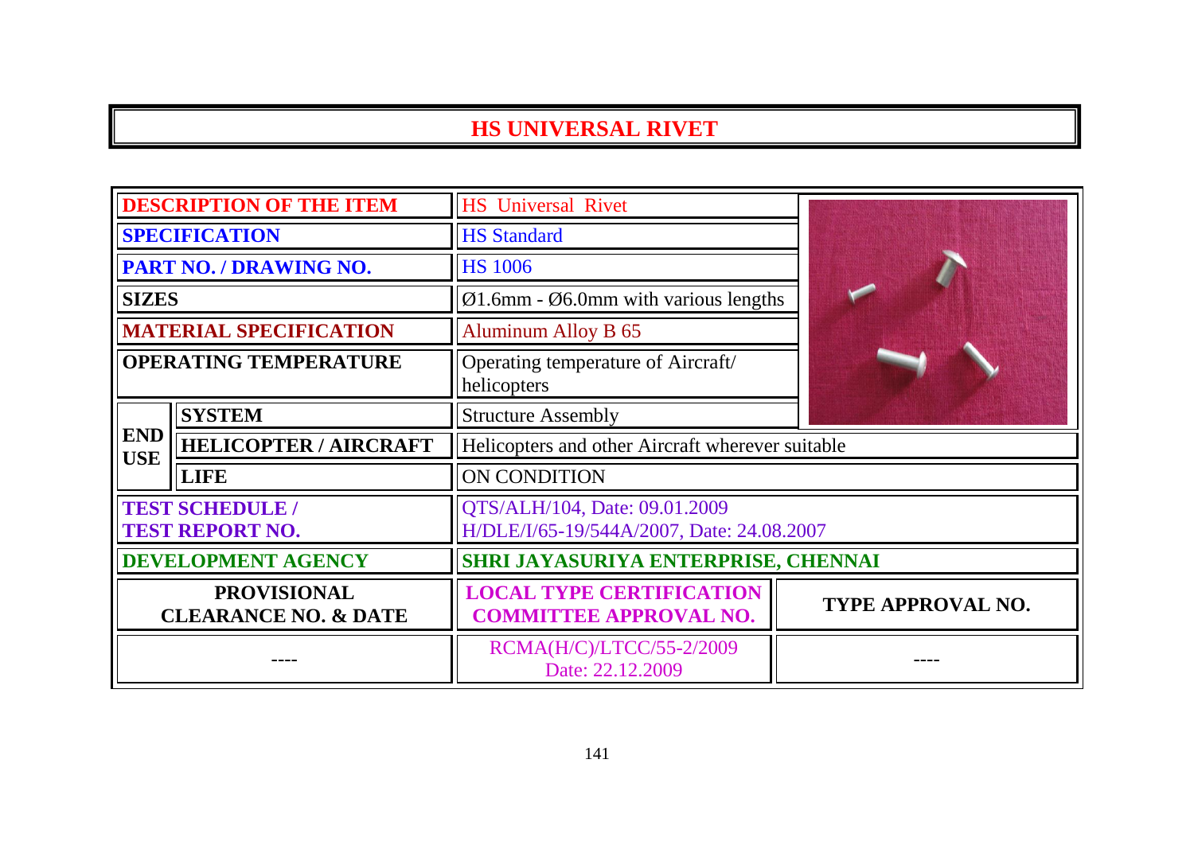# HS UNIVERSAL RIVET

| | | | |
|---|---|---|---|
| **DESCRIPTION OF THE ITEM** | | HS Universal Rivet | |
| **SPECIFICATION** | | HS Standard | |
| **PART NO. / DRAWING NO.** | | HS 1006 | |
| **SIZES** | | Ø1.6mm - Ø6.0mm with various lengths | |
| **MATERIAL SPECIFICATION** | | Aluminum Alloy B 65 | |
| **OPERATING TEMPERATURE** | | Operating temperature of Aircraft/ helicopters | |
| **END USE** | **SYSTEM** | Structure Assembly | |
| | **HELICOPTER / AIRCRAFT** | Helicopters and other Aircraft wherever suitable | |
| | **LIFE** | ON CONDITION | |
| **TEST SCHEDULE / TEST REPORT NO.** | | QTS/ALH/104, Date: 09.01.2009<br>H/DLE/I/65-19/544A/2007, Date: 24.08.2007 | |
| **DEVELOPMENT AGENCY** | | **SHRI JAYASURIYA ENTERPRISE, CHENNAI** | |
| **PROVISIONAL CLEARANCE NO. & DATE** | | **LOCAL TYPE CERTIFICATION COMMITTEE APPROVAL NO.** | **TYPE APPROVAL NO.** |
| ---- | | RCMA(H/C)/LTCC/55-2/2009<br>Date: 22.12.2009 | ---- |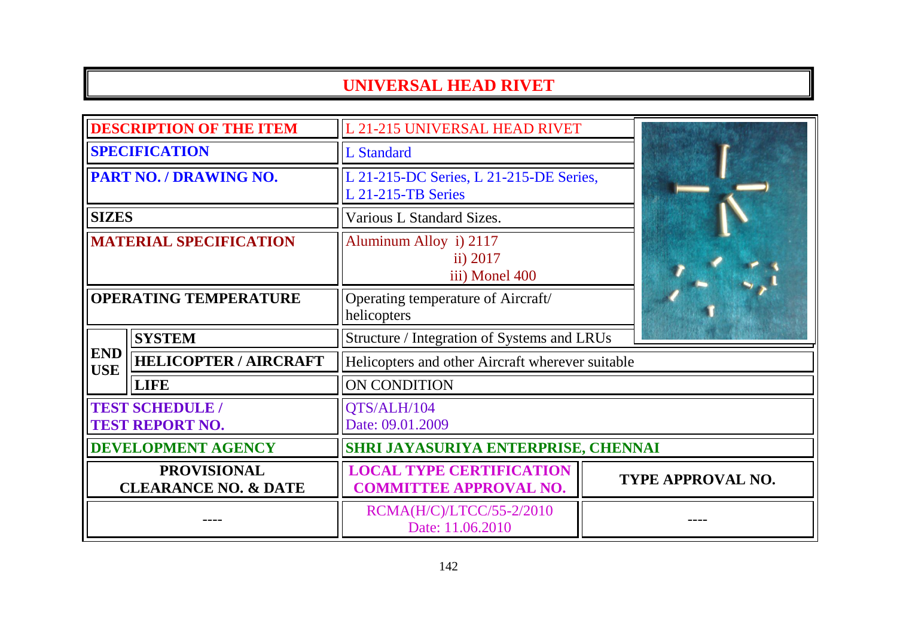# UNIVERSAL HEAD RIVET

| | | |
|---|---|---|
| **DESCRIPTION OF THE ITEM** | | L 21-215 UNIVERSAL HEAD RIVET |
| **SPECIFICATION** | | L Standard |
| **PART NO. / DRAWING NO.** | | L 21-215-DC Series, L 21-215-DE Series, L 21-215-TB Series |
| **SIZES** | | Various L Standard Sizes. |
| **MATERIAL SPECIFICATION** | | Aluminum Alloy i) 2117 ii) 2017 iii) Monel 400 |
| **OPERATING TEMPERATURE** | | Operating temperature of Aircraft/ helicopters |
| **END USE** | **SYSTEM** | Structure / Integration of Systems and LRUs |
| | **HELICOPTER / AIRCRAFT** | Helicopters and other Aircraft wherever suitable |
| | **LIFE** | ON CONDITION |
| **TEST SCHEDULE / TEST REPORT NO.** | | QTS/ALH/104 Date: 09.01.2009 |
| **DEVELOPMENT AGENCY** | | **SHRI JAYASURIYA ENTERPRISE, CHENNAI** |

| **PROVISIONAL CLEARANCE NO. & DATE** | **LOCAL TYPE CERTIFICATION COMMITTEE APPROVAL NO.** | **TYPE APPROVAL NO.** |
|---|---|---|
| ---- | RCMA(H/C)/LTCC/55-2/2010 Date: 11.06.2010 | ---- |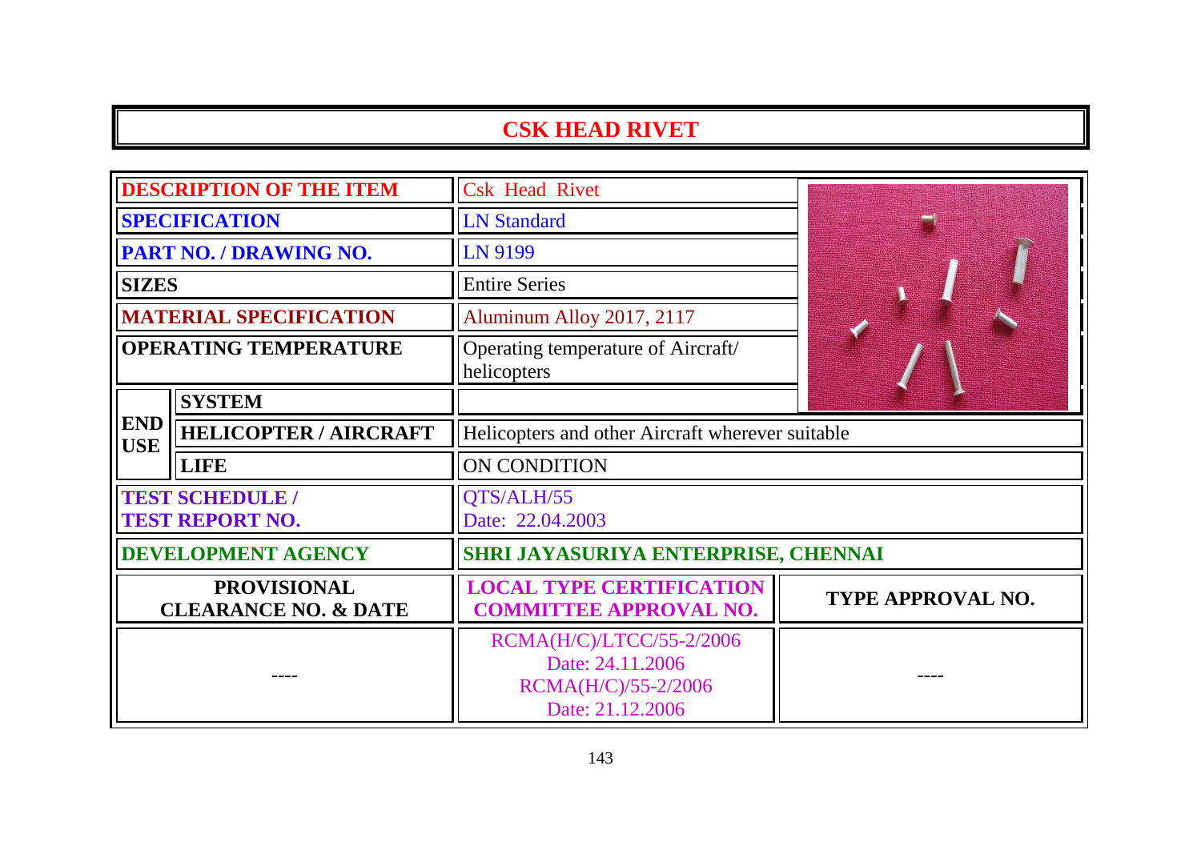# CSK HEAD RIVET

| | | |
|---|---|---|
| **DESCRIPTION OF THE ITEM** | | Csk Head Rivet |
| **SPECIFICATION** | | LN Standard |
| **PART NO. / DRAWING NO.** | | LN 9199 |
| **SIZES** | | Entire Series |
| **MATERIAL SPECIFICATION** | | Aluminum Alloy 2017, 2117 |
| **OPERATING TEMPERATURE** | | Operating temperature of Aircraft/ helicopters |
| **END USE** | **SYSTEM** | |
| | **HELICOPTER / AIRCRAFT** | Helicopters and other Aircraft wherever suitable |
| | **LIFE** | ON CONDITION |
| **TEST SCHEDULE / TEST REPORT NO.** | | QTS/ALH/55<br>Date: 22.04.2003 |
| **DEVELOPMENT AGENCY** | | **SHRI JAYASURIYA ENTERPRISE, CHENNAI** |

| PROVISIONAL CLEARANCE NO. & DATE | LOCAL TYPE CERTIFICATION COMMITTEE APPROVAL NO. | TYPE APPROVAL NO. |
|---|---|---|
| ---- | RCMA(H/C)/LTCC/55-2/2006<br>Date: 24.11.2006<br>RCMA(H/C)/55-2/2006<br>Date: 21.12.2006 | ---- |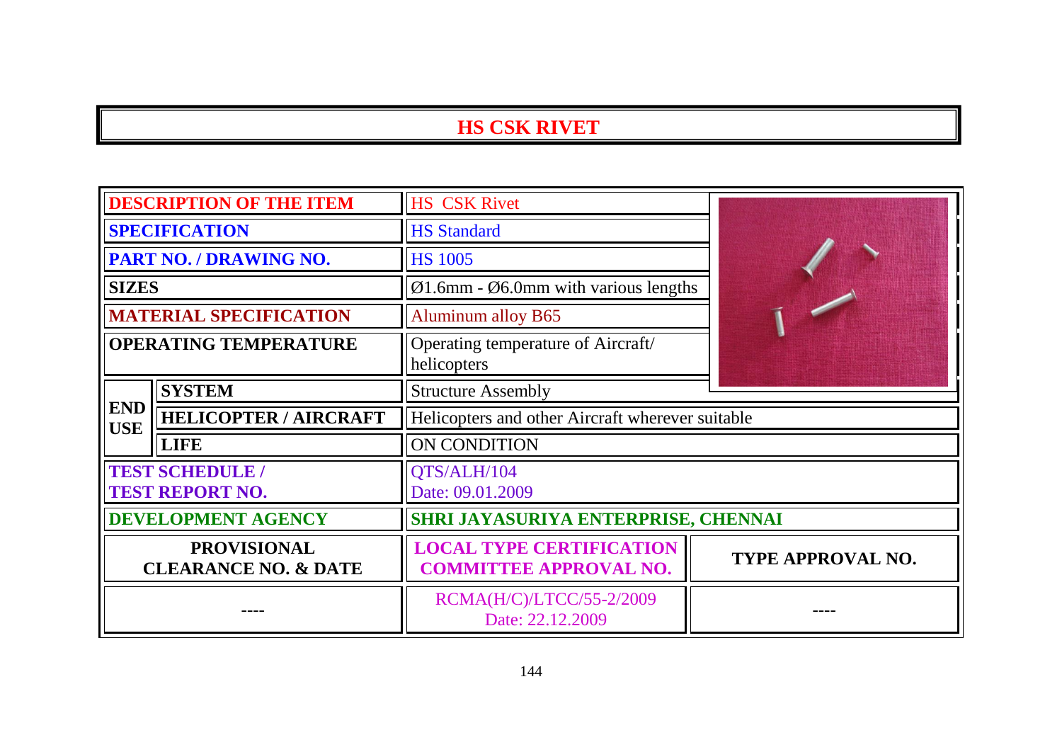# HS CSK RIVET

| | | |
|---|---|---|
| **DESCRIPTION OF THE ITEM** | | HS CSK Rivet |
| **SPECIFICATION** | | HS Standard |
| **PART NO. / DRAWING NO.** | | HS 1005 |
| **SIZES** | | Ø1.6mm - Ø6.0mm with various lengths |
| **MATERIAL SPECIFICATION** | | Aluminum alloy B65 |
| **OPERATING TEMPERATURE** | | Operating temperature of Aircraft/ helicopters |
| **END USE** | **SYSTEM** | Structure Assembly |
| | **HELICOPTER / AIRCRAFT** | Helicopters and other Aircraft wherever suitable |
| | **LIFE** | ON CONDITION |
| **TEST SCHEDULE / TEST REPORT NO.** | | QTS/ALH/104 Date: 09.01.2009 |
| **DEVELOPMENT AGENCY** | | **SHRI JAYASURIYA ENTERPRISE, CHENNAI** |

| **PROVISIONAL CLEARANCE NO. & DATE** | **LOCAL TYPE CERTIFICATION COMMITTEE APPROVAL NO.** | **TYPE APPROVAL NO.** |
|---|---|---|
| ---- | RCMA(H/C)/LTCC/55-2/2009 Date: 22.12.2009 | ---- |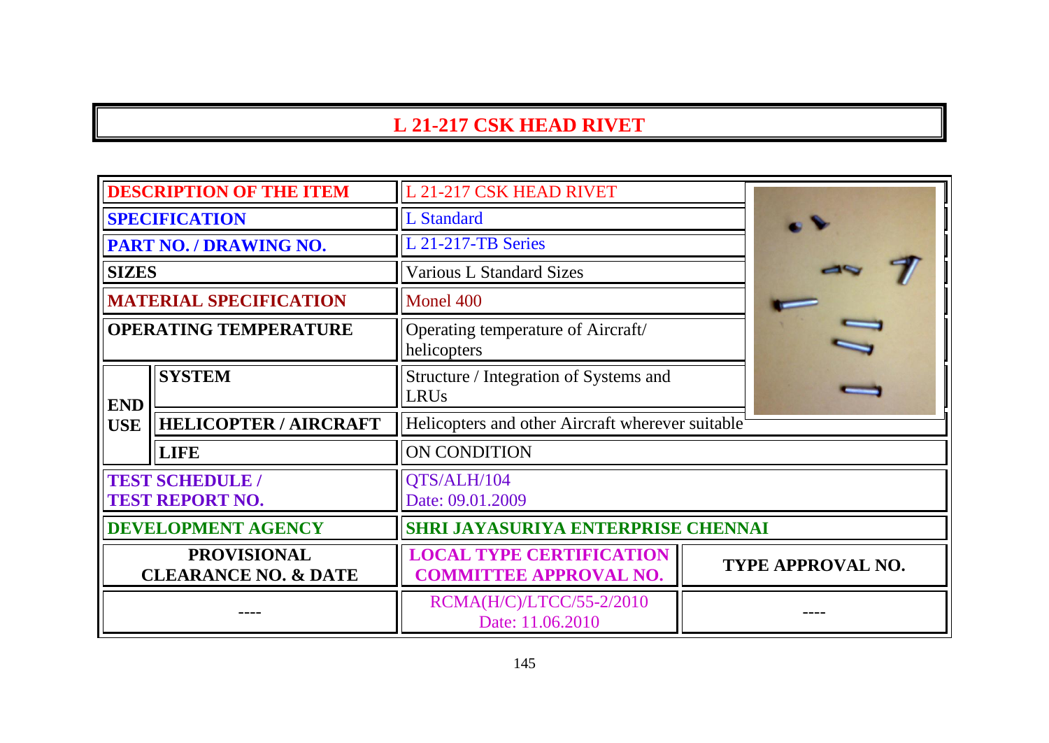# L 21-217 CSK HEAD RIVET

| | | | |
|---|---|---|---|
| **DESCRIPTION OF THE ITEM** | | L 21-217 CSK HEAD RIVET | |
| **SPECIFICATION** | | L Standard | |
| **PART NO. / DRAWING NO.** | | L 21-217-TB Series | |
| **SIZES** | | Various L Standard Sizes | |
| **MATERIAL SPECIFICATION** | | Monel 400 | |
| **OPERATING TEMPERATURE** | | Operating temperature of Aircraft/ helicopters | |
| **END USE** | **SYSTEM** | Structure / Integration of Systems and LRUs | |
| | **HELICOPTER / AIRCRAFT** | Helicopters and other Aircraft wherever suitable | |
| | **LIFE** | ON CONDITION | |
| **TEST SCHEDULE / TEST REPORT NO.** | | QTS/ALH/104 Date: 09.01.2009 | |
| **DEVELOPMENT AGENCY** | | **SHRI JAYASURIYA ENTERPRISE CHENNAI** | |
| **PROVISIONAL CLEARANCE NO. & DATE** | | **LOCAL TYPE CERTIFICATION COMMITTEE APPROVAL NO.** | **TYPE APPROVAL NO.** |
| ---- | | RCMA(H/C)/LTCC/55-2/2010 Date: 11.06.2010 | ---- |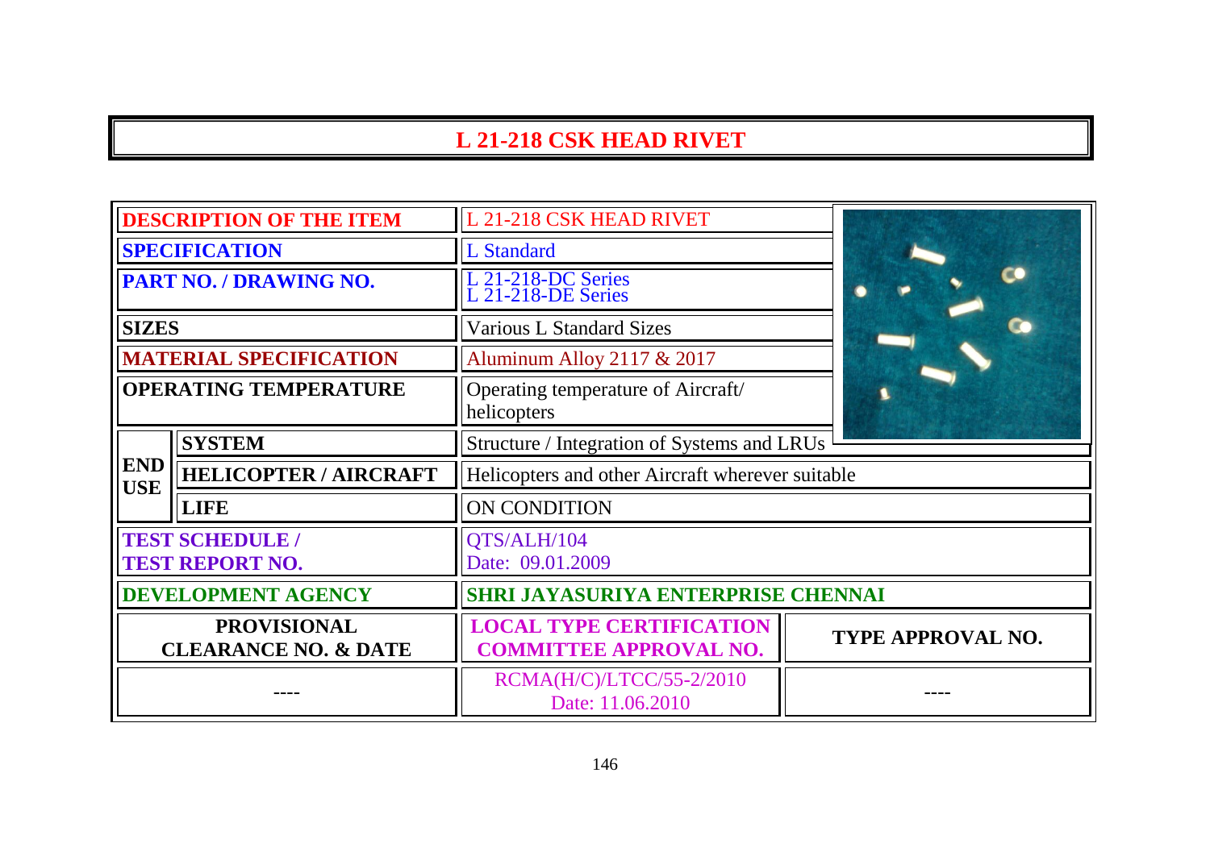# L 21-218 CSK HEAD RIVET

| | | |
|---|---|---|
| **DESCRIPTION OF THE ITEM** | | L 21-218 CSK HEAD RIVET |
| **SPECIFICATION** | | L Standard |
| **PART NO. / DRAWING NO.** | | L 21-218-DC Series<br>L 21-218-DE Series |
| **SIZES** | | Various L Standard Sizes |
| **MATERIAL SPECIFICATION** | | Aluminum Alloy 2117 & 2017 |
| **OPERATING TEMPERATURE** | | Operating temperature of Aircraft/ helicopters |
| **END USE** | **SYSTEM** | Structure / Integration of Systems and LRUs |
| | **HELICOPTER / AIRCRAFT** | Helicopters and other Aircraft wherever suitable |
| | **LIFE** | ON CONDITION |
| **TEST SCHEDULE / TEST REPORT NO.** | | QTS/ALH/104<br>Date: 09.01.2009 |
| **DEVELOPMENT AGENCY** | | **SHRI JAYASURIYA ENTERPRISE CHENNAI** |

| PROVISIONAL CLEARANCE NO. & DATE | LOCAL TYPE CERTIFICATION COMMITTEE APPROVAL NO. | TYPE APPROVAL NO. |
|---|---|---|
| ---- | RCMA(H/C)/LTCC/55-2/2010<br>Date: 11.06.2010 | ---- |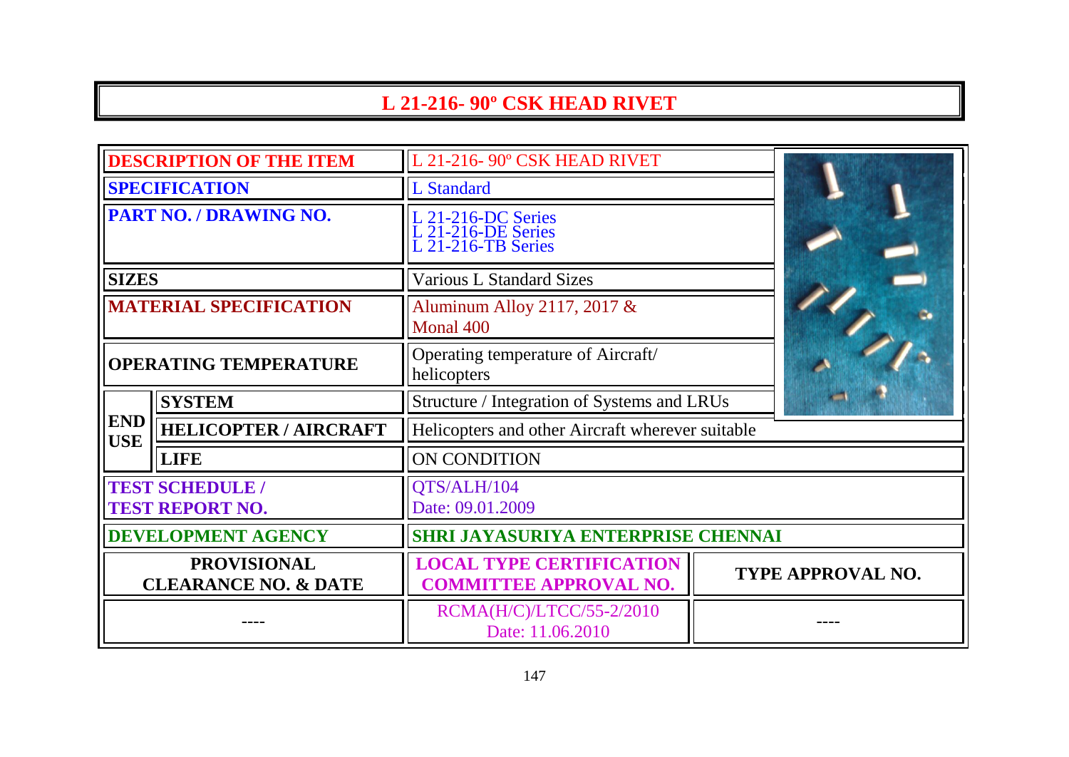# L 21-216- 90º CSK HEAD RIVET

| | | |
|---|---|---|
| **DESCRIPTION OF THE ITEM** | | L 21-216- 90º CSK HEAD RIVET |
| **SPECIFICATION** | | L Standard |
| **PART NO. / DRAWING NO.** | | L 21-216-DC Series<br>L 21-216-DE Series<br>L 21-216-TB Series |
| **SIZES** | | Various L Standard Sizes |
| **MATERIAL SPECIFICATION** | | Aluminum Alloy 2117, 2017 & Monal 400 |
| **OPERATING TEMPERATURE** | | Operating temperature of Aircraft/ helicopters |
| **END USE** | **SYSTEM** | Structure / Integration of Systems and LRUs |
| | **HELICOPTER / AIRCRAFT** | Helicopters and other Aircraft wherever suitable |
| | **LIFE** | ON CONDITION |
| **TEST SCHEDULE / TEST REPORT NO.** | | QTS/ALH/104<br>Date: 09.01.2009 |
| **DEVELOPMENT AGENCY** | | **SHRI JAYASURIYA ENTERPRISE CHENNAI** |

| PROVISIONAL CLEARANCE NO. & DATE | LOCAL TYPE CERTIFICATION COMMITTEE APPROVAL NO. | TYPE APPROVAL NO. |
|---|---|---|
| ---- | RCMA(H/C)/LTCC/55-2/2010<br>Date: 11.06.2010 | ---- |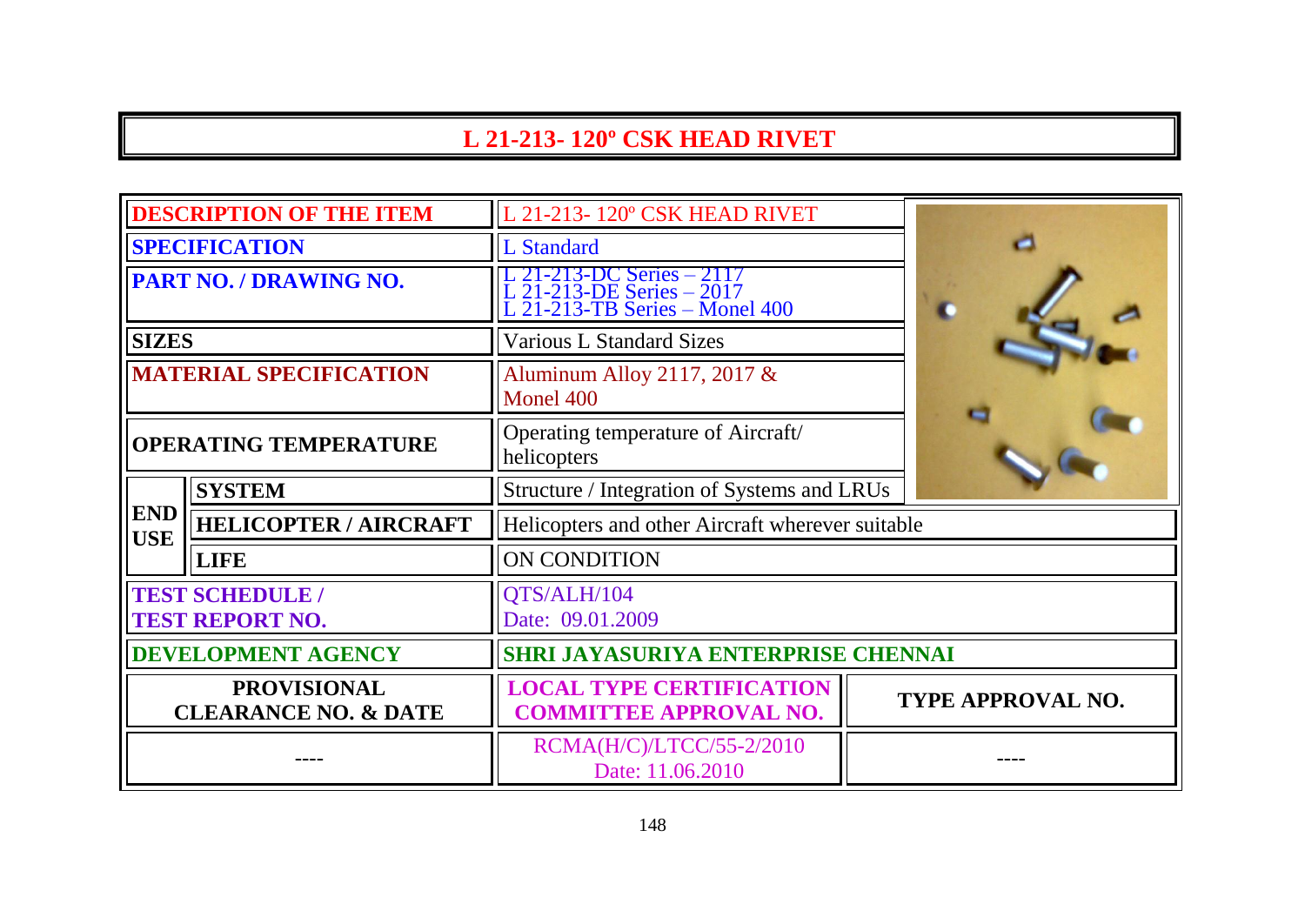# L 21-213- 120º CSK HEAD RIVET

| | | |
|---|---|---|
| **DESCRIPTION OF THE ITEM** | | L 21-213- 120º CSK HEAD RIVET |
| **SPECIFICATION** | | L Standard |
| **PART NO. / DRAWING NO.** | | L 21-213-DC Series – 2117<br>L 21-213-DE Series – 2017<br>L 21-213-TB Series – Monel 400 |
| **SIZES** | | Various L Standard Sizes |
| **MATERIAL SPECIFICATION** | | Aluminum Alloy 2117, 2017 & Monel 400 |
| **OPERATING TEMPERATURE** | | Operating temperature of Aircraft/ helicopters |
| **END USE** | **SYSTEM** | Structure / Integration of Systems and LRUs |
| | **HELICOPTER / AIRCRAFT** | Helicopters and other Aircraft wherever suitable |
| | **LIFE** | ON CONDITION |
| **TEST SCHEDULE / TEST REPORT NO.** | | QTS/ALH/104<br>Date: 09.01.2009 |
| **DEVELOPMENT AGENCY** | | **SHRI JAYASURIYA ENTERPRISE CHENNAI** |

| PROVISIONAL CLEARANCE NO. & DATE | LOCAL TYPE CERTIFICATION COMMITTEE APPROVAL NO. | TYPE APPROVAL NO. |
|---|---|---|
| ---- | RCMA(H/C)/LTCC/55-2/2010<br>Date: 11.06.2010 | ---- |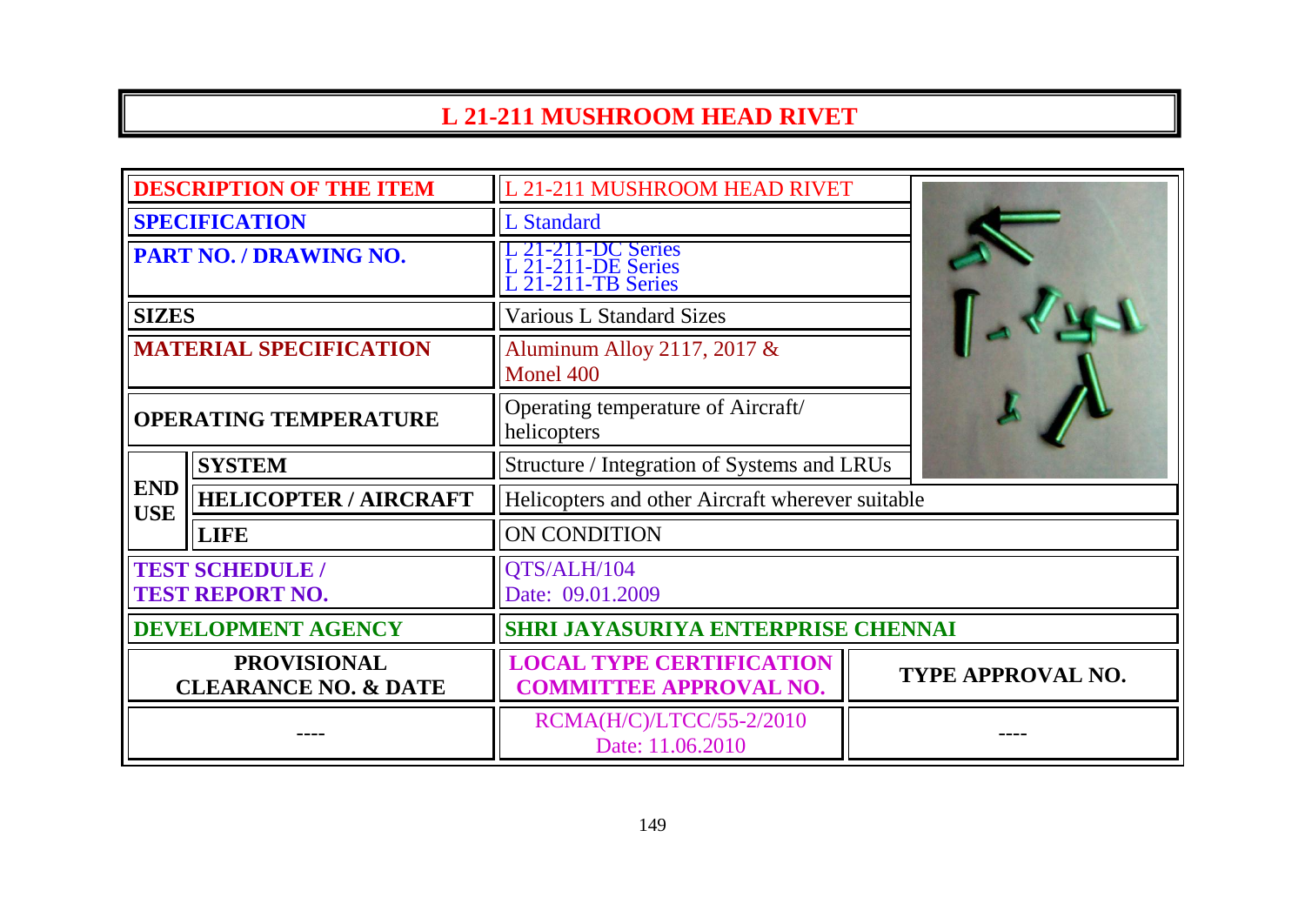# L 21-211 MUSHROOM HEAD RIVET

| | | | |
|---|---|---|---|
| **DESCRIPTION OF THE ITEM** | | L 21-211 MUSHROOM HEAD RIVET | |
| **SPECIFICATION** | | L Standard | |
| **PART NO. / DRAWING NO.** | | L 21-211-DC Series<br>L 21-211-DE Series<br>L 21-211-TB Series | |
| **SIZES** | | Various L Standard Sizes | |
| **MATERIAL SPECIFICATION** | | Aluminum Alloy 2117, 2017 & Monel 400 | |
| **OPERATING TEMPERATURE** | | Operating temperature of Aircraft/ helicopters | |
| **END USE** | **SYSTEM** | Structure / Integration of Systems and LRUs | |
| | **HELICOPTER / AIRCRAFT** | Helicopters and other Aircraft wherever suitable | |
| | **LIFE** | ON CONDITION | |
| **TEST SCHEDULE / TEST REPORT NO.** | | QTS/ALH/104<br>Date: 09.01.2009 | |
| **DEVELOPMENT AGENCY** | | **SHRI JAYASURIYA ENTERPRISE CHENNAI** | |
| **PROVISIONAL CLEARANCE NO. & DATE** | | **LOCAL TYPE CERTIFICATION COMMITTEE APPROVAL NO.** | **TYPE APPROVAL NO.** |
| ---- | | RCMA(H/C)/LTCC/55-2/2010<br>Date: 11.06.2010 | ---- |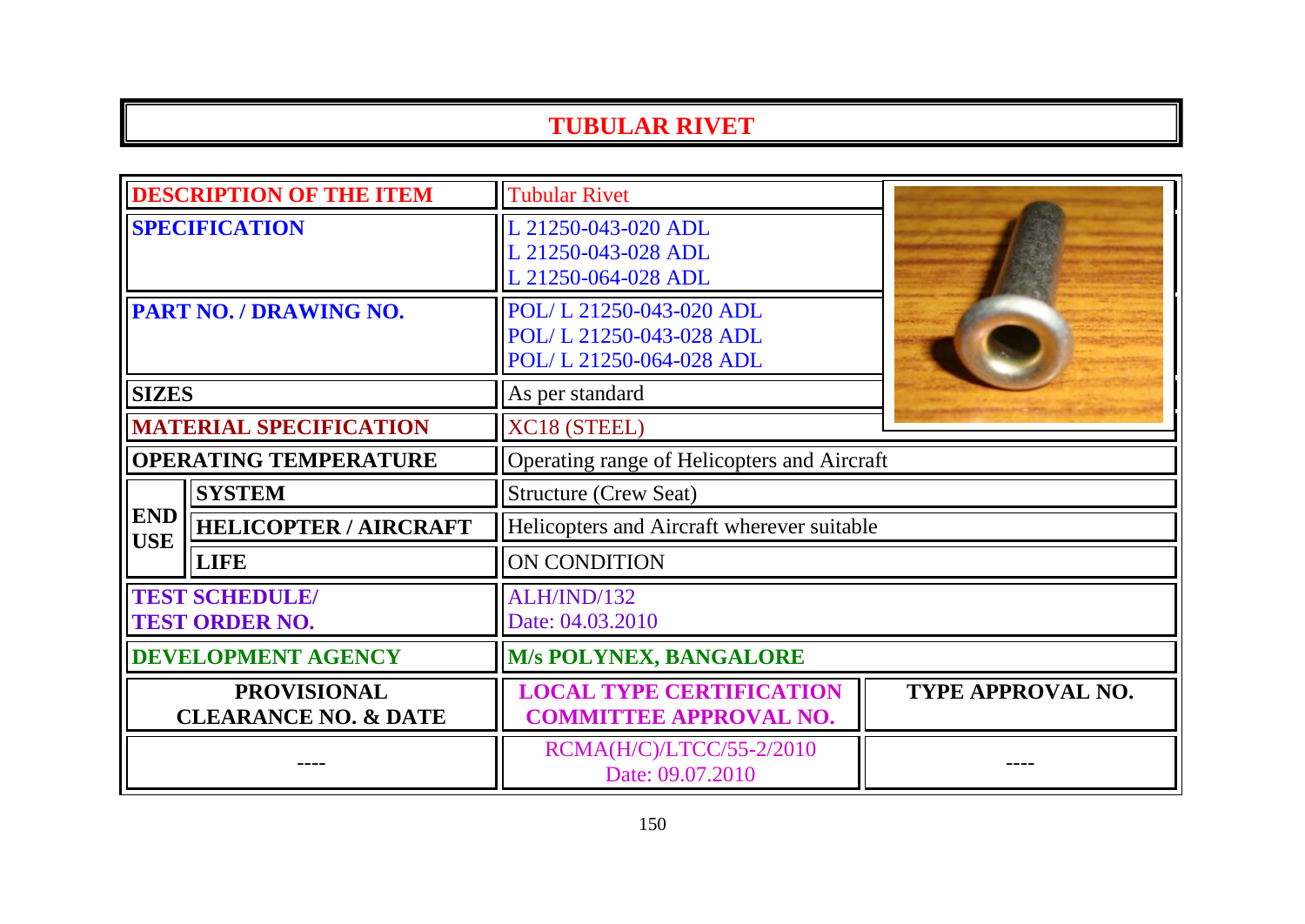# TUBULAR RIVET

| | | | |
|---|---|---|---|
| **DESCRIPTION OF THE ITEM** | | Tubular Rivet | |
| **SPECIFICATION** | | L 21250-043-020 ADL<br>L 21250-043-028 ADL<br>L 21250-064-028 ADL | |
| **PART NO. / DRAWING NO.** | | POL/ L 21250-043-020 ADL<br>POL/ L 21250-043-028 ADL<br>POL/ L 21250-064-028 ADL | |
| **SIZES** | | As per standard | |
| **MATERIAL SPECIFICATION** | | XC18 (STEEL) | |
| **OPERATING TEMPERATURE** | | Operating range of Helicopters and Aircraft | |
| **END USE** | **SYSTEM** | Structure (Crew Seat) | |
| | **HELICOPTER / AIRCRAFT** | Helicopters and Aircraft wherever suitable | |
| | **LIFE** | ON CONDITION | |
| **TEST SCHEDULE/ TEST ORDER NO.** | | ALH/IND/132<br>Date: 04.03.2010 | |
| **DEVELOPMENT AGENCY** | | **M/s POLYNEX, BANGALORE** | |
| **PROVISIONAL CLEARANCE NO. & DATE** | | **LOCAL TYPE CERTIFICATION COMMITTEE APPROVAL NO.** | **TYPE APPROVAL NO.** |
| ---- | | RCMA(H/C)/LTCC/55-2/2010<br>Date: 09.07.2010 | ---- |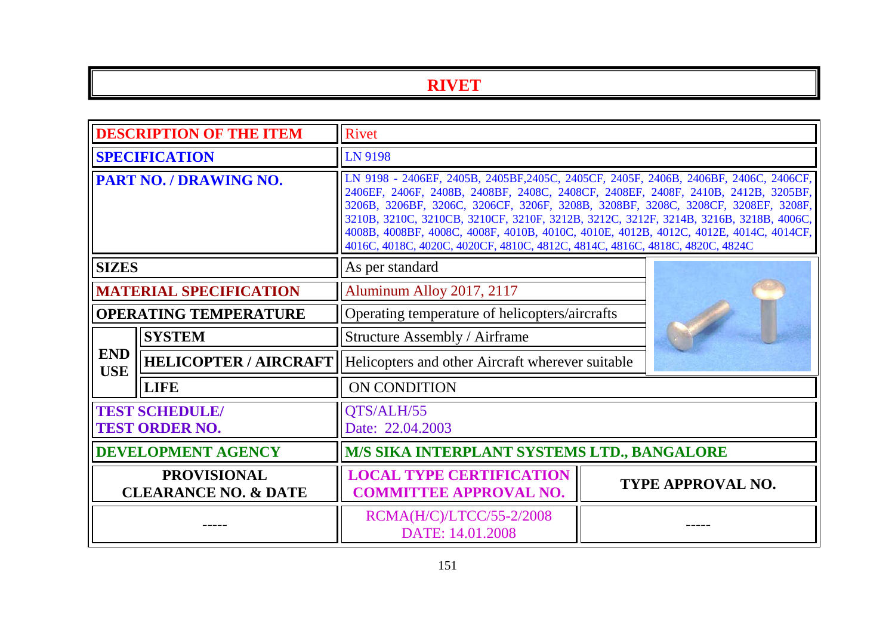# RIVET

| DESCRIPTION OF THE ITEM | | Rivet | |
|---|---|---|---|
| SPECIFICATION | | LN 9198 | |
| PART NO. / DRAWING NO. | | LN 9198 - 2406EF, 2405B, 2405BF,2405C, 2405CF, 2405F, 2406B, 2406BF, 2406C, 2406CF, 2406EF, 2406F, 2408B, 2408BF, 2408C, 2408CF, 2408EF, 2408F, 2410B, 2412B, 3205BF, 3206B, 3206BF, 3206C, 3206CF, 3206F, 3208B, 3208BF, 3208C, 3208CF, 3208EF, 3208F, 3210B, 3210C, 3210CB, 3210CF, 3210F, 3212B, 3212C, 3212F, 3214B, 3216B, 3218B, 4006C, 4008B, 4008BF, 4008C, 4008F, 4010B, 4010C, 4010E, 4012B, 4012C, 4012E, 4014C, 4014CF, 4016C, 4018C, 4020C, 4020CF, 4810C, 4812C, 4814C, 4816C, 4818C, 4820C, 4824C | |
| SIZES | | As per standard | |
| MATERIAL SPECIFICATION | | Aluminum Alloy 2017, 2117 | |
| OPERATING TEMPERATURE | | Operating temperature of helicopters/aircrafts | |
| END USE | SYSTEM | Structure Assembly / Airframe | |
| | HELICOPTER / AIRCRAFT | Helicopters and other Aircraft wherever suitable | |
| | LIFE | ON CONDITION | |
| TEST SCHEDULE/ TEST ORDER NO. | | QTS/ALH/55 Date: 22.04.2003 | |
| DEVELOPMENT AGENCY | | M/S SIKA INTERPLANT SYSTEMS LTD., BANGALORE | |
| PROVISIONAL CLEARANCE NO. & DATE | | LOCAL TYPE CERTIFICATION COMMITTEE APPROVAL NO. | TYPE APPROVAL NO. |
| ----- | | RCMA(H/C)/LTCC/55-2/2008 DATE: 14.01.2008 | ----- |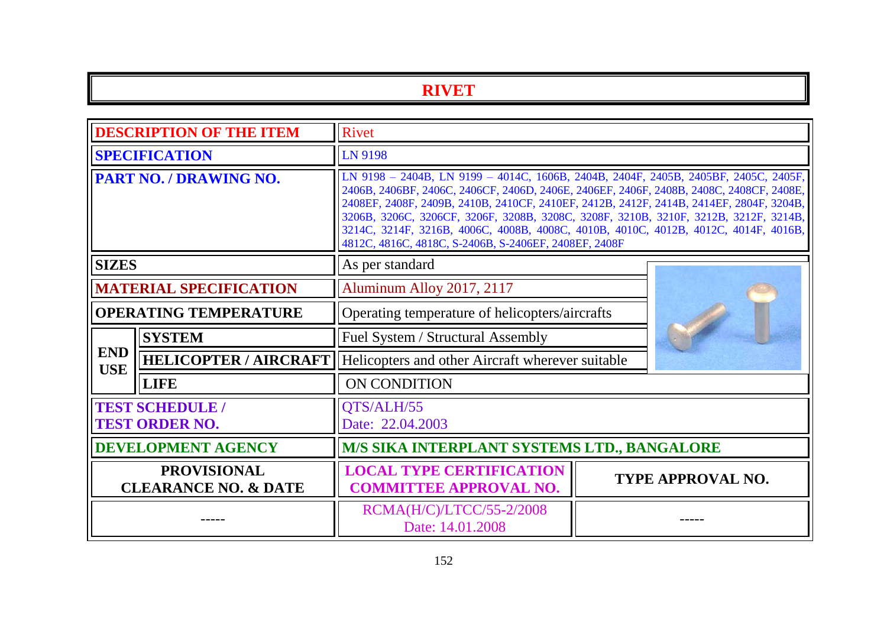# RIVET

| | | | |
|---|---|---|---|
| **DESCRIPTION OF THE ITEM** | | Rivet | |
| **SPECIFICATION** | | LN 9198 | |
| **PART NO. / DRAWING NO.** | | LN 9198 – 2404B, LN 9199 – 4014C, 1606B, 2404B, 2404F, 2405B, 2405BF, 2405C, 2405F, 2406B, 2406BF, 2406C, 2406CF, 2406D, 2406E, 2406EF, 2406F, 2408B, 2408C, 2408CF, 2408E, 2408EF, 2408F, 2409B, 2410B, 2410CF, 2410EF, 2412B, 2412F, 2414B, 2414EF, 2804F, 3204B, 3206B, 3206C, 3206CF, 3206F, 3208B, 3208C, 3208F, 3210B, 3210F, 3212B, 3212F, 3214B, 3214C, 3214F, 3216B, 4006C, 4008B, 4008C, 4010B, 4010C, 4012B, 4012C, 4014F, 4016B, 4812C, 4816C, 4818C, S-2406B, S-2406EF, 2408EF, 2408F | |
| **SIZES** | | As per standard | |
| **MATERIAL SPECIFICATION** | | Aluminum Alloy 2017, 2117 | |
| **OPERATING TEMPERATURE** | | Operating temperature of helicopters/aircrafts | |
| **END USE** | **SYSTEM** | Fuel System / Structural Assembly | |
| | **HELICOPTER / AIRCRAFT** | Helicopters and other Aircraft wherever suitable | |
| | **LIFE** | ON CONDITION | |
| **TEST SCHEDULE / TEST ORDER NO.** | | QTS/ALH/55<br>Date: 22.04.2003 | |
| **DEVELOPMENT AGENCY** | | **M/S SIKA INTERPLANT SYSTEMS LTD., BANGALORE** | |
| **PROVISIONAL CLEARANCE NO. & DATE** | | **LOCAL TYPE CERTIFICATION COMMITTEE APPROVAL NO.** | **TYPE APPROVAL NO.** |
| ----- | | RCMA(H/C)/LTCC/55-2/2008<br>Date: 14.01.2008 | ----- |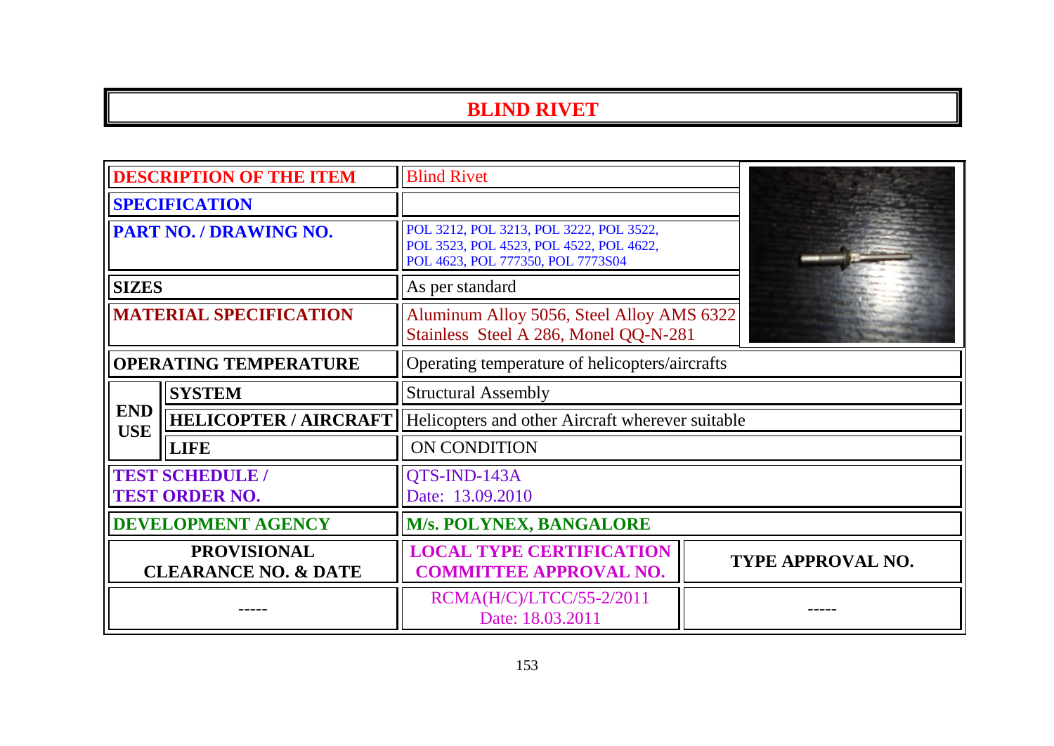# BLIND RIVET

| | | |
|---|---|---|
| **DESCRIPTION OF THE ITEM** | | Blind Rivet |
| **SPECIFICATION** | | |
| **PART NO. / DRAWING NO.** | | POL 3212, POL 3213, POL 3222, POL 3522, POL 3523, POL 4523, POL 4522, POL 4622, POL 4623, POL 777350, POL 7773S04 |
| **SIZES** | | As per standard |
| **MATERIAL SPECIFICATION** | | Aluminum Alloy 5056, Steel Alloy AMS 6322 Stainless Steel A 286, Monel QQ-N-281 |
| **OPERATING TEMPERATURE** | | Operating temperature of helicopters/aircrafts |
| **END USE** | **SYSTEM** | Structural Assembly |
| | **HELICOPTER / AIRCRAFT** | Helicopters and other Aircraft wherever suitable |
| | **LIFE** | ON CONDITION |
| **TEST SCHEDULE / TEST ORDER NO.** | | QTS-IND-143A Date: 13.09.2010 |
| **DEVELOPMENT AGENCY** | | **M/s. POLYNEX, BANGALORE** |

| **PROVISIONAL CLEARANCE NO. & DATE** | **LOCAL TYPE CERTIFICATION COMMITTEE APPROVAL NO.** | **TYPE APPROVAL NO.** |
|---|---|---|
| ----- | RCMA(H/C)/LTCC/55-2/2011 Date: 18.03.2011 | ----- |